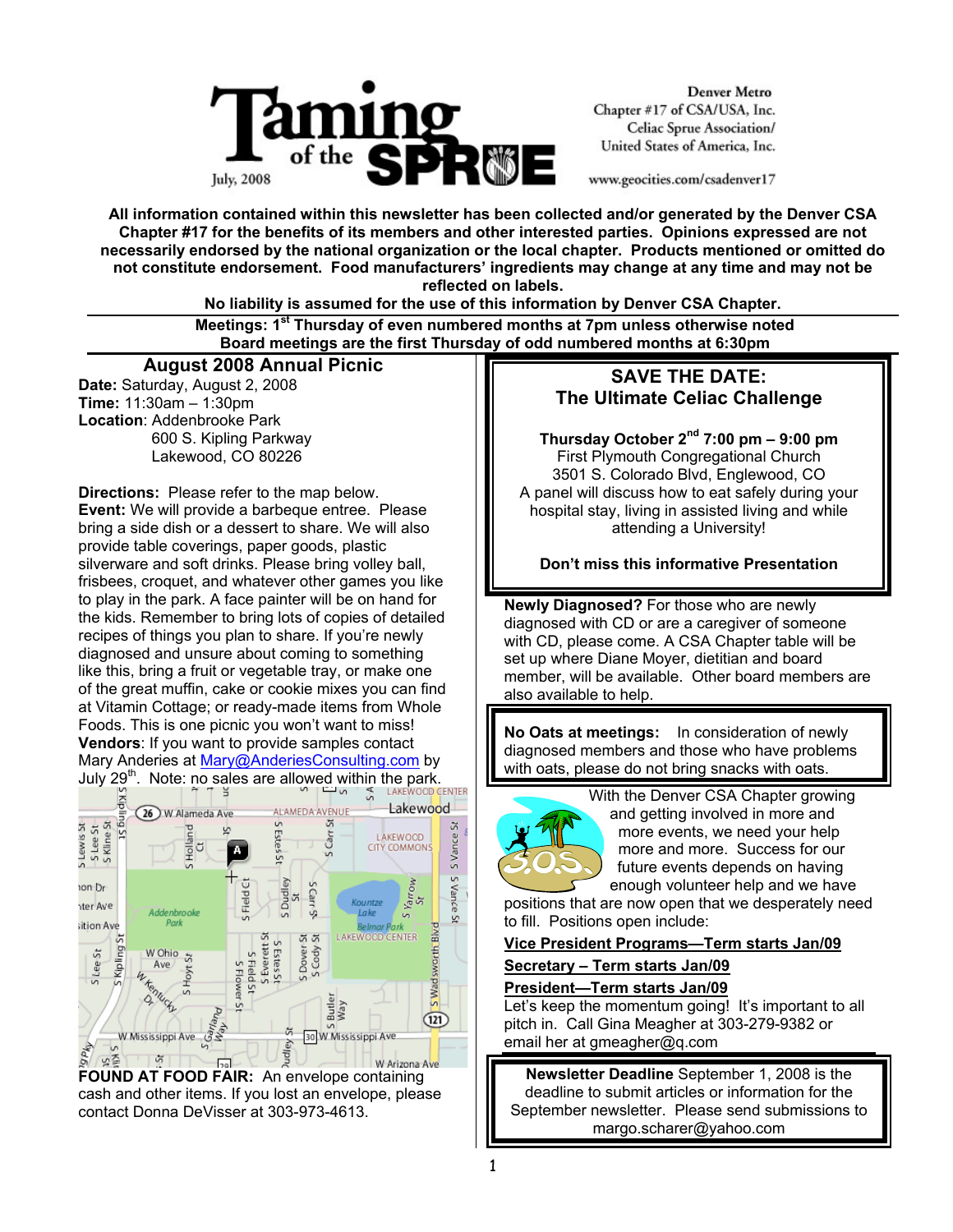# Taming of the SPRUE

July, 2008

Denver Metro
Chapter #17 of CSA/USA, Inc.
Celiac Sprue Association/
United States of America, Inc.

www.geocities.com/csadenver17

**All information contained within this newsletter has been collected and/or generated by the Denver CSA Chapter #17 for the benefits of its members and other interested parties. Opinions expressed are not necessarily endorsed by the national organization or the local chapter. Products mentioned or omitted do not constitute endorsement. Food manufacturers' ingredients may change at any time and may not be reflected on labels.**

**No liability is assumed for the use of this information by Denver CSA Chapter.**

**Meetings: 1st Thursday of even numbered months at 7pm unless otherwise noted**
**Board meetings are the first Thursday of odd numbered months at 6:30pm**

## August 2008 Annual Picnic

**Date:** Saturday, August 2, 2008
**Time:** 11:30am – 1:30pm
**Location**: Addenbrooke Park
600 S. Kipling Parkway
Lakewood, CO 80226

**Directions:** Please refer to the map below.
**Event:** We will provide a barbeque entree. Please bring a side dish or a dessert to share. We will also provide table coverings, paper goods, plastic silverware and soft drinks. Please bring volley ball, frisbees, croquet, and whatever other games you like to play in the park. A face painter will be on hand for the kids. Remember to bring lots of copies of detailed recipes of things you plan to share. If you're newly diagnosed and unsure about coming to something like this, bring a fruit or vegetable tray, or make one of the great muffin, cake or cookie mixes you can find at Vitamin Cottage; or ready-made items from Whole Foods. This is one picnic you won't want to miss!
**Vendors**: If you want to provide samples contact Mary Anderies at Mary@AnderiesConsulting.com by July 29th. Note: no sales are allowed within the park.

**FOUND AT FOOD FAIR:** An envelope containing cash and other items. If you lost an envelope, please contact Donna DeVisser at 303-973-4613.

## SAVE THE DATE:
## The Ultimate Celiac Challenge

**Thursday October 2nd 7:00 pm – 9:00 pm**
First Plymouth Congregational Church
3501 S. Colorado Blvd, Englewood, CO
A panel will discuss how to eat safely during your hospital stay, living in assisted living and while attending a University!

**Don't miss this informative Presentation**

**Newly Diagnosed?** For those who are newly diagnosed with CD or are a caregiver of someone with CD, please come. A CSA Chapter table will be set up where Diane Moyer, dietitian and board member, will be available. Other board members are also available to help.

**No Oats at meetings:** In consideration of newly diagnosed members and those who have problems with oats, please do not bring snacks with oats.

With the Denver CSA Chapter growing and getting involved in more and more events, we need your help more and more. Success for our future events depends on having enough volunteer help and we have positions that are now open that we desperately need to fill. Positions open include:

**Vice President Programs—Term starts Jan/09**

**Secretary – Term starts Jan/09**

**President—Term starts Jan/09**

Let's keep the momentum going! It's important to all pitch in. Call Gina Meagher at 303-279-9382 or email her at gmeagher@q.com

**Newsletter Deadline** September 1, 2008 is the deadline to submit articles or information for the September newsletter. Please send submissions to margo.scharer@yahoo.com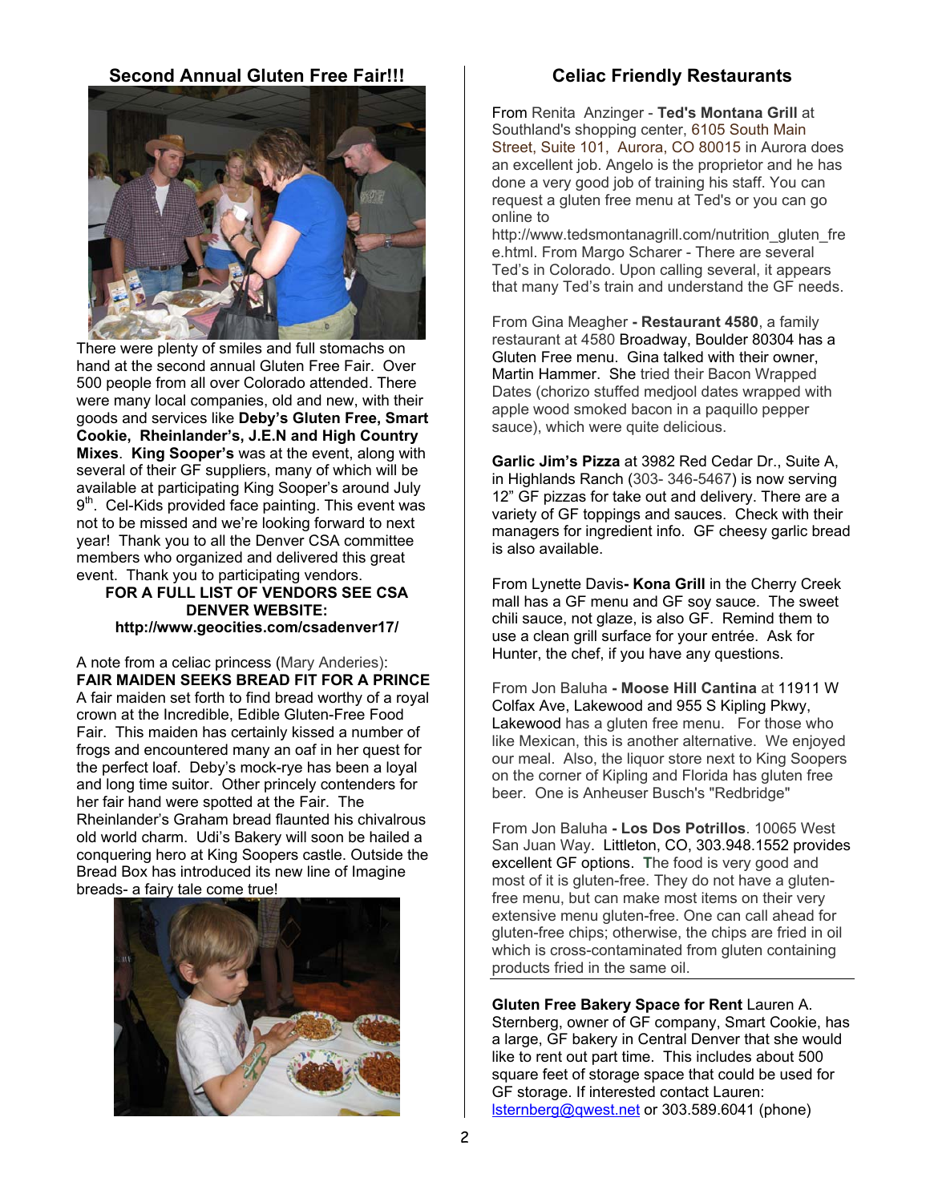## Second Annual Gluten Free Fair!!!

There were plenty of smiles and full stomachs on hand at the second annual Gluten Free Fair. Over 500 people from all over Colorado attended. There were many local companies, old and new, with their goods and services like **Deby's Gluten Free, Smart Cookie, Rheinlander's, J.E.N and High Country Mixes**. **King Sooper's** was at the event, along with several of their GF suppliers, many of which will be available at participating King Sooper's around July 9th. Cel-Kids provided face painting. This event was not to be missed and we're looking forward to next year! Thank you to all the Denver CSA committee members who organized and delivered this great event. Thank you to participating vendors.

**FOR A FULL LIST OF VENDORS SEE CSA DENVER WEBSITE: http://www.geocities.com/csadenver17/**

A note from a celiac princess (Mary Anderies):

**FAIR MAIDEN SEEKS BREAD FIT FOR A PRINCE**

A fair maiden set forth to find bread worthy of a royal crown at the Incredible, Edible Gluten-Free Food Fair. This maiden has certainly kissed a number of frogs and encountered many an oaf in her quest for the perfect loaf. Deby's mock-rye has been a loyal and long time suitor. Other princely contenders for her fair hand were spotted at the Fair. The Rheinlander's Graham bread flaunted his chivalrous old world charm. Udi's Bakery will soon be hailed a conquering hero at King Soopers castle. Outside the Bread Box has introduced its new line of Imagine breads- a fairy tale come true!

## Celiac Friendly Restaurants

From Renita Anzinger - **Ted's Montana Grill** at Southland's shopping center, 6105 South Main Street, Suite 101, Aurora, CO 80015 in Aurora does an excellent job. Angelo is the proprietor and he has done a very good job of training his staff. You can request a gluten free menu at Ted's or you can go online to http://www.tedsmontanagrill.com/nutrition_gluten_free.html. From Margo Scharer - There are several Ted's in Colorado. Upon calling several, it appears that many Ted's train and understand the GF needs.

From Gina Meagher **- Restaurant 4580**, a family restaurant at 4580 Broadway, Boulder 80304 has a Gluten Free menu. Gina talked with their owner, Martin Hammer. She tried their Bacon Wrapped Dates (chorizo stuffed medjool dates wrapped with apple wood smoked bacon in a paquillo pepper sauce), which were quite delicious.

**Garlic Jim's Pizza** at 3982 Red Cedar Dr., Suite A, in Highlands Ranch (303- 346-5467) is now serving 12" GF pizzas for take out and delivery. There are a variety of GF toppings and sauces. Check with their managers for ingredient info. GF cheesy garlic bread is also available.

From Lynette Davis**- Kona Grill** in the Cherry Creek mall has a GF menu and GF soy sauce. The sweet chili sauce, not glaze, is also GF. Remind them to use a clean grill surface for your entrée. Ask for Hunter, the chef, if you have any questions.

From Jon Baluha **- Moose Hill Cantina** at 11911 W Colfax Ave, Lakewood and 955 S Kipling Pkwy, Lakewood has a gluten free menu. For those who like Mexican, this is another alternative. We enjoyed our meal. Also, the liquor store next to King Soopers on the corner of Kipling and Florida has gluten free beer. One is Anheuser Busch's "Redbridge"

From Jon Baluha **- Los Dos Potrillos**. 10065 West San Juan Way. Littleton, CO, 303.948.1552 provides excellent GF options. The food is very good and most of it is gluten-free. They do not have a gluten-free menu, but can make most items on their very extensive menu gluten-free. One can call ahead for gluten-free chips; otherwise, the chips are fried in oil which is cross-contaminated from gluten containing products fried in the same oil.

**Gluten Free Bakery Space for Rent** Lauren A. Sternberg, owner of GF company, Smart Cookie, has a large, GF bakery in Central Denver that she would like to rent out part time. This includes about 500 square feet of storage space that could be used for GF storage. If interested contact Lauren: lsternberg@qwest.net or 303.589.6041 (phone)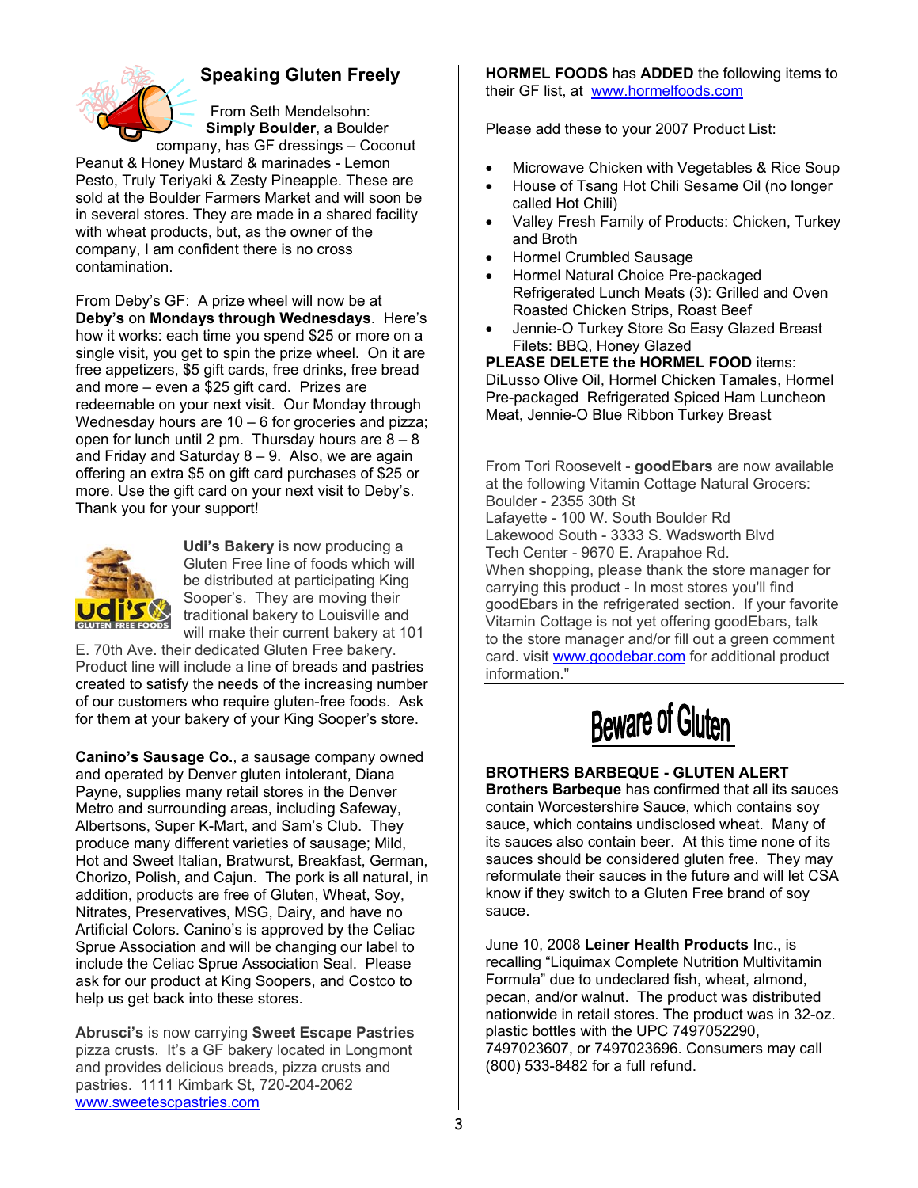## Speaking Gluten Freely

From Seth Mendelsohn: **Simply Boulder**, a Boulder company, has GF dressings – Coconut Peanut & Honey Mustard & marinades - Lemon Pesto, Truly Teriyaki & Zesty Pineapple. These are sold at the Boulder Farmers Market and will soon be in several stores. They are made in a shared facility with wheat products, but, as the owner of the company, I am confident there is no cross contamination.

From Deby's GF: A prize wheel will now be at **Deby's** on **Mondays through Wednesdays**. Here's how it works: each time you spend $25 or more on a single visit, you get to spin the prize wheel. On it are free appetizers, $5 gift cards, free drinks, free bread and more – even a $25 gift card. Prizes are redeemable on your next visit. Our Monday through Wednesday hours are 10 – 6 for groceries and pizza; open for lunch until 2 pm. Thursday hours are 8 – 8 and Friday and Saturday 8 – 9. Also, we are again offering an extra $5 on gift card purchases of $25 or more. Use the gift card on your next visit to Deby's. Thank you for your support!

**Udi's Bakery** is now producing a Gluten Free line of foods which will be distributed at participating King Sooper's. They are moving their traditional bakery to Louisville and will make their current bakery at 101 E. 70th Ave. their dedicated Gluten Free bakery. Product line will include a line of breads and pastries created to satisfy the needs of the increasing number of our customers who require gluten-free foods. Ask for them at your bakery of your King Sooper's store.

**Canino's Sausage Co.**, a sausage company owned and operated by Denver gluten intolerant, Diana Payne, supplies many retail stores in the Denver Metro and surrounding areas, including Safeway, Albertsons, Super K-Mart, and Sam's Club. They produce many different varieties of sausage; Mild, Hot and Sweet Italian, Bratwurst, Breakfast, German, Chorizo, Polish, and Cajun. The pork is all natural, in addition, products are free of Gluten, Wheat, Soy, Nitrates, Preservatives, MSG, Dairy, and have no Artificial Colors. Canino's is approved by the Celiac Sprue Association and will be changing our label to include the Celiac Sprue Association Seal. Please ask for our product at King Soopers, and Costco to help us get back into these stores.

**Abrusci's** is now carrying **Sweet Escape Pastries** pizza crusts. It's a GF bakery located in Longmont and provides delicious breads, pizza crusts and pastries. 1111 Kimbark St, 720-204-2062 www.sweetescpastries.com

**HORMEL FOODS** has **ADDED** the following items to their GF list, at www.hormelfoods.com

Please add these to your 2007 Product List:

- Microwave Chicken with Vegetables & Rice Soup
- House of Tsang Hot Chili Sesame Oil (no longer called Hot Chili)
- Valley Fresh Family of Products: Chicken, Turkey and Broth
- Hormel Crumbled Sausage
- Hormel Natural Choice Pre-packaged Refrigerated Lunch Meats (3): Grilled and Oven Roasted Chicken Strips, Roast Beef
- Jennie-O Turkey Store So Easy Glazed Breast Filets: BBQ, Honey Glazed

**PLEASE DELETE the HORMEL FOOD** items: DiLusso Olive Oil, Hormel Chicken Tamales, Hormel Pre-packaged Refrigerated Spiced Ham Luncheon Meat, Jennie-O Blue Ribbon Turkey Breast

From Tori Roosevelt - **goodEbars** are now available at the following Vitamin Cottage Natural Grocers:
Boulder - 2355 30th St
Lafayette - 100 W. South Boulder Rd
Lakewood South - 3333 S. Wadsworth Blvd
Tech Center - 9670 E. Arapahoe Rd.
When shopping, please thank the store manager for carrying this product - In most stores you'll find goodEbars in the refrigerated section. If your favorite Vitamin Cottage is not yet offering goodEbars, talk to the store manager and/or fill out a green comment card. visit www.goodebar.com for additional product information."

## Beware of Gluten

**BROTHERS BARBEQUE - GLUTEN ALERT**
**Brothers Barbeque** has confirmed that all its sauces contain Worcestershire Sauce, which contains soy sauce, which contains undisclosed wheat. Many of its sauces also contain beer. At this time none of its sauces should be considered gluten free. They may reformulate their sauces in the future and will let CSA know if they switch to a Gluten Free brand of soy sauce.

June 10, 2008 **Leiner Health Products** Inc., is recalling "Liquimax Complete Nutrition Multivitamin Formula" due to undeclared fish, wheat, almond, pecan, and/or walnut. The product was distributed nationwide in retail stores. The product was in 32-oz. plastic bottles with the UPC 7497052290, 7497023607, or 7497023696. Consumers may call (800) 533-8482 for a full refund.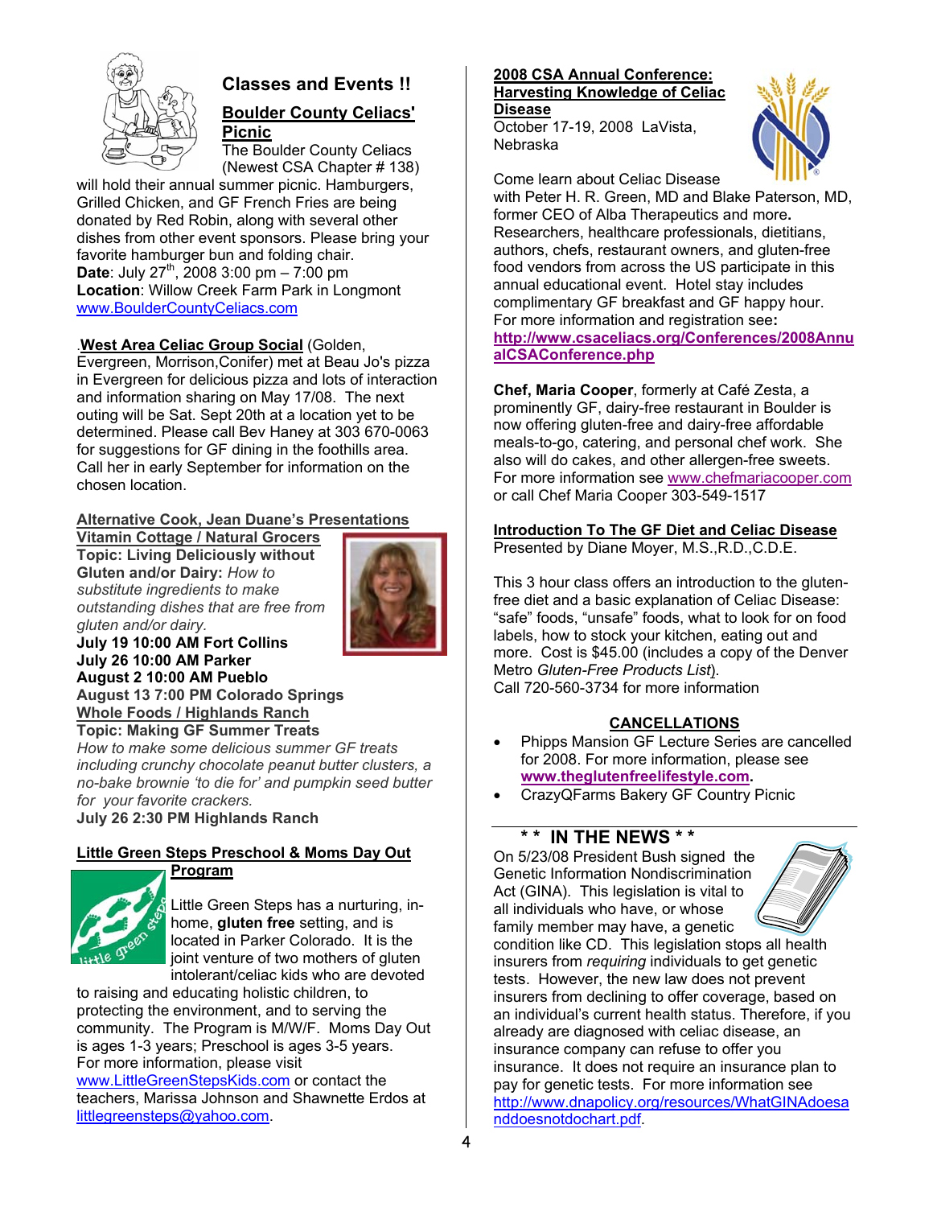## Classes and Events !!

### Boulder County Celiacs' Picnic

The Boulder County Celiacs (Newest CSA Chapter # 138) will hold their annual summer picnic. Hamburgers, Grilled Chicken, and GF French Fries are being donated by Red Robin, along with several other dishes from other event sponsors. Please bring your favorite hamburger bun and folding chair.

**Date**: July 27th, 2008 3:00 pm – 7:00 pm
**Location**: Willow Creek Farm Park in Longmont
www.BoulderCountyCeliacs.com

.**West Area Celiac Group Social** (Golden, Evergreen, Morrison,Conifer) met at Beau Jo's pizza in Evergreen for delicious pizza and lots of interaction and information sharing on May 17/08. The next outing will be Sat. Sept 20th at a location yet to be determined. Please call Bev Haney at 303 670-0063 for suggestions for GF dining in the foothills area. Call her in early September for information on the chosen location.

**Alternative Cook, Jean Duane's Presentations**

**Vitamin Cottage / Natural Grocers**

**Topic: Living Deliciously without Gluten and/or Dairy:** *How to substitute ingredients to make outstanding dishes that are free from gluten and/or dairy.*

**July 19 10:00 AM Fort Collins**
**July 26 10:00 AM Parker**
**August 2 10:00 AM Pueblo**
**August 13 7:00 PM Colorado Springs**

**Whole Foods / Highlands Ranch**

**Topic: Making GF Summer Treats**

*How to make some delicious summer GF treats including crunchy chocolate peanut butter clusters, a no-bake brownie 'to die for' and pumpkin seed butter for your favorite crackers.*

**July 26 2:30 PM Highlands Ranch**

### Little Green Steps Preschool & Moms Day Out Program

Little Green Steps has a nurturing, in-home, **gluten free** setting, and is located in Parker Colorado. It is the joint venture of two mothers of gluten intolerant/celiac kids who are devoted to raising and educating holistic children, to protecting the environment, and to serving the community. The Program is M/W/F. Moms Day Out is ages 1-3 years; Preschool is ages 3-5 years. For more information, please visit www.LittleGreenStepsKids.com or contact the teachers, Marissa Johnson and Shawnette Erdos at littlegreensteps@yahoo.com.

### 2008 CSA Annual Conference: Harvesting Knowledge of Celiac Disease

October 17-19, 2008 LaVista, Nebraska

Come learn about Celiac Disease with Peter H. R. Green, MD and Blake Paterson, MD, former CEO of Alba Therapeutics and more**.** Researchers, healthcare professionals, dietitians, authors, chefs, restaurant owners, and gluten-free food vendors from across the US participate in this annual educational event. Hotel stay includes complimentary GF breakfast and GF happy hour. For more information and registration see**:** **http://www.csaceliacs.org/Conferences/2008AnnualCSAConference.php**

**Chef, Maria Cooper**, formerly at Café Zesta, a prominently GF, dairy-free restaurant in Boulder is now offering gluten-free and dairy-free affordable meals-to-go, catering, and personal chef work. She also will do cakes, and other allergen-free sweets. For more information see www.chefmariacooper.com or call Chef Maria Cooper 303-549-1517

### Introduction To The GF Diet and Celiac Disease

Presented by Diane Moyer, M.S.,R.D.,C.D.E.

This 3 hour class offers an introduction to the gluten-free diet and a basic explanation of Celiac Disease: "safe" foods, "unsafe" foods, what to look for on food labels, how to stock your kitchen, eating out and more. Cost is $45.00 (includes a copy of the Denver Metro *Gluten-Free Products List*).
Call 720-560-3734 for more information

### CANCELLATIONS

- Phipps Mansion GF Lecture Series are cancelled for 2008. For more information, please see **www.theglutenfreelifestyle.com.**
- CrazyQFarms Bakery GF Country Picnic

## \* \* IN THE NEWS \* \*

On 5/23/08 President Bush signed the Genetic Information Nondiscrimination Act (GINA). This legislation is vital to all individuals who have, or whose family member may have, a genetic condition like CD. This legislation stops all health insurers from *requiring* individuals to get genetic tests. However, the new law does not prevent insurers from declining to offer coverage, based on an individual's current health status. Therefore, if you already are diagnosed with celiac disease, an insurance company can refuse to offer you insurance. It does not require an insurance plan to pay for genetic tests. For more information see http://www.dnapolicy.org/resources/WhatGINAdoesanddoesnotdochart.pdf.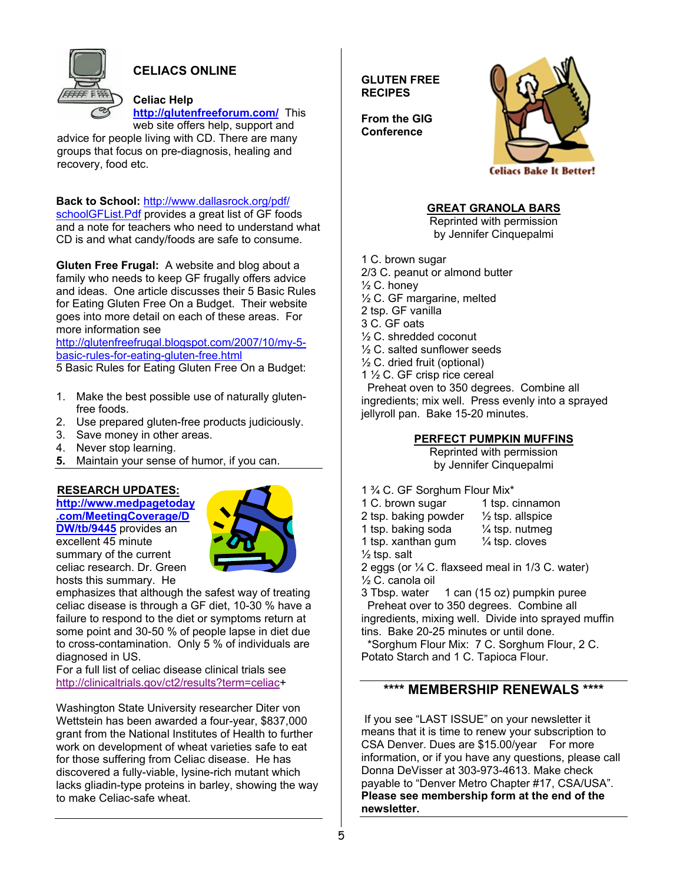## CELIACS ONLINE

**Celiac Help**
**http://glutenfreeforum.com/** This web site offers help, support and advice for people living with CD. There are many groups that focus on pre-diagnosis, healing and recovery, food etc.

**Back to School:** http://www.dallasrock.org/pdf/schoolGFList.Pdf provides a great list of GF foods and a note for teachers who need to understand what CD is and what candy/foods are safe to consume.

**Gluten Free Frugal:** A website and blog about a family who needs to keep GF frugally offers advice and ideas. One article discusses their 5 Basic Rules for Eating Gluten Free On a Budget. Their website goes into more detail on each of these areas. For more information see http://glutenfreefrugal.blogspot.com/2007/10/my-5-basic-rules-for-eating-gluten-free.html
5 Basic Rules for Eating Gluten Free On a Budget:

1. Make the best possible use of naturally gluten-free foods.
2. Use prepared gluten-free products judiciously.
3. Save money in other areas.
4. Never stop learning.
5. Maintain your sense of humor, if you can.

## RESEARCH UPDATES:

**http://www.medpagetoday.com/MeetingCoverage/DDW/tb/9445** provides an excellent 45 minute summary of the current celiac research. Dr. Green hosts this summary. He emphasizes that although the safest way of treating celiac disease is through a GF diet, 10-30 % have a failure to respond to the diet or symptoms return at some point and 30-50 % of people lapse in diet due to cross-contamination. Only 5 % of individuals are diagnosed in US.
For a full list of celiac disease clinical trials see http://clinicaltrials.gov/ct2/results?term=celiac+

Washington State University researcher Diter von Wettstein has been awarded a four-year, $837,000 grant from the National Institutes of Health to further work on development of wheat varieties safe to eat for those suffering from Celiac disease. He has discovered a fully-viable, lysine-rich mutant which lacks gliadin-type proteins in barley, showing the way to make Celiac-safe wheat.

## GLUTEN FREE RECIPES

**From the GIG Conference**

Celiacs Bake It Better!

### GREAT GRANOLA BARS

Reprinted with permission
by Jennifer Cinquepalmi

1 C. brown sugar
2/3 C. peanut or almond butter
½ C. honey
½ C. GF margarine, melted
2 tsp. GF vanilla
3 C. GF oats
½ C. shredded coconut
½ C. salted sunflower seeds
½ C. dried fruit (optional)
1 ½ C. GF crisp rice cereal

Preheat oven to 350 degrees. Combine all ingredients; mix well. Press evenly into a sprayed jellyroll pan. Bake 15-20 minutes.

### PERFECT PUMPKIN MUFFINS

Reprinted with permission
by Jennifer Cinquepalmi

1 ¾ C. GF Sorghum Flour Mix*
1 C. brown sugar
2 tsp. baking powder
1 tsp. baking soda
1 tsp. xanthan gum
½ tsp. salt
1 tsp. cinnamon
½ tsp. allspice
¼ tsp. nutmeg
¼ tsp. cloves
2 eggs (or ¼ C. flaxseed meal in 1/3 C. water)
½ C. canola oil
3 Tbsp. water
1 can (15 oz) pumpkin puree

Preheat over to 350 degrees. Combine all ingredients, mixing well. Divide into sprayed muffin tins. Bake 20-25 minutes or until done.

*Sorghum Flour Mix: 7 C. Sorghum Flour, 2 C. Potato Starch and 1 C. Tapioca Flour.

## **** MEMBERSHIP RENEWALS ****

If you see "LAST ISSUE" on your newsletter it means that it is time to renew your subscription to CSA Denver. Dues are $15.00/year For more information, or if you have any questions, please call Donna DeVisser at 303-973-4613. Make check payable to "Denver Metro Chapter #17, CSA/USA". **Please see membership form at the end of the newsletter.**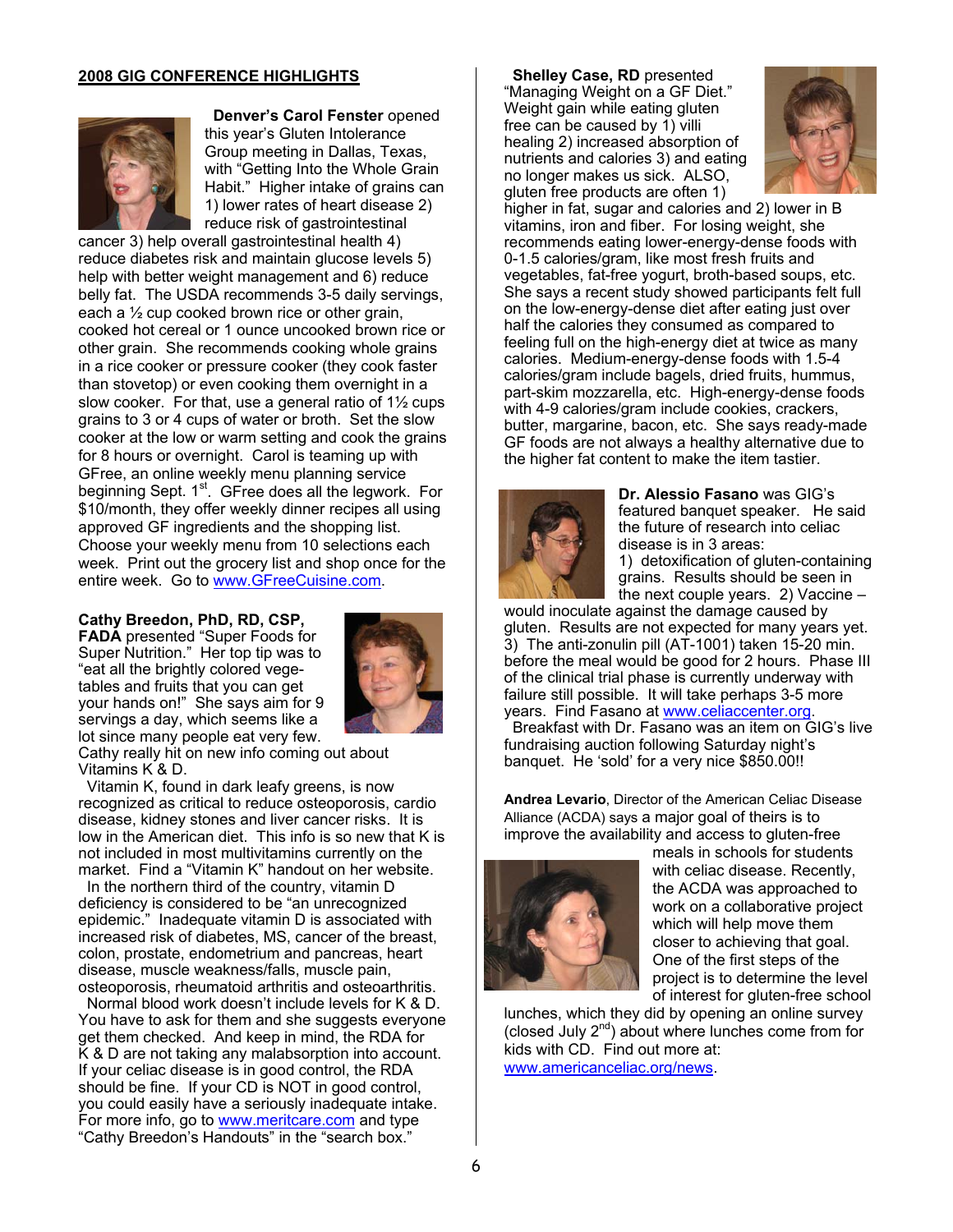## 2008 GIG CONFERENCE HIGHLIGHTS

**Denver's Carol Fenster** opened this year's Gluten Intolerance Group meeting in Dallas, Texas, with "Getting Into the Whole Grain Habit." Higher intake of grains can 1) lower rates of heart disease 2) reduce risk of gastrointestinal cancer 3) help overall gastrointestinal health 4) reduce diabetes risk and maintain glucose levels 5) help with better weight management and 6) reduce belly fat. The USDA recommends 3-5 daily servings, each a ½ cup cooked brown rice or other grain, cooked hot cereal or 1 ounce uncooked brown rice or other grain. She recommends cooking whole grains in a rice cooker or pressure cooker (they cook faster than stovetop) or even cooking them overnight in a slow cooker. For that, use a general ratio of 1½ cups grains to 3 or 4 cups of water or broth. Set the slow cooker at the low or warm setting and cook the grains for 8 hours or overnight. Carol is teaming up with GFree, an online weekly menu planning service beginning Sept. 1st. GFree does all the legwork. For $10/month, they offer weekly dinner recipes all using approved GF ingredients and the shopping list. Choose your weekly menu from 10 selections each week. Print out the grocery list and shop once for the entire week. Go to www.GFreeCuisine.com.

**Cathy Breedon, PhD, RD, CSP, FADA** presented "Super Foods for Super Nutrition." Her top tip was to "eat all the brightly colored vegetables and fruits that you can get your hands on!" She says aim for 9 servings a day, which seems like a lot since many people eat very few. Cathy really hit on new info coming out about Vitamins K & D.

Vitamin K, found in dark leafy greens, is now recognized as critical to reduce osteoporosis, cardio disease, kidney stones and liver cancer risks. It is low in the American diet. This info is so new that K is not included in most multivitamins currently on the market. Find a "Vitamin K" handout on her website.

In the northern third of the country, vitamin D deficiency is considered to be "an unrecognized epidemic." Inadequate vitamin D is associated with increased risk of diabetes, MS, cancer of the breast, colon, prostate, endometrium and pancreas, heart disease, muscle weakness/falls, muscle pain, osteoporosis, rheumatoid arthritis and osteoarthritis.

Normal blood work doesn't include levels for K & D. You have to ask for them and she suggests everyone get them checked. And keep in mind, the RDA for K & D are not taking any malabsorption into account. If your celiac disease is in good control, the RDA should be fine. If your CD is NOT in good control, you could easily have a seriously inadequate intake. For more info, go to www.meritcare.com and type "Cathy Breedon's Handouts" in the "search box."

**Shelley Case, RD** presented "Managing Weight on a GF Diet." Weight gain while eating gluten free can be caused by 1) villi healing 2) increased absorption of nutrients and calories 3) and eating no longer makes us sick. ALSO, gluten free products are often 1) higher in fat, sugar and calories and 2) lower in B vitamins, iron and fiber. For losing weight, she recommends eating lower-energy-dense foods with 0-1.5 calories/gram, like most fresh fruits and vegetables, fat-free yogurt, broth-based soups, etc. She says a recent study showed participants felt full on the low-energy-dense diet after eating just over half the calories they consumed as compared to feeling full on the high-energy diet at twice as many calories. Medium-energy-dense foods with 1.5-4 calories/gram include bagels, dried fruits, hummus, part-skim mozzarella, etc. High-energy-dense foods with 4-9 calories/gram include cookies, crackers, butter, margarine, bacon, etc. She says ready-made GF foods are not always a healthy alternative due to the higher fat content to make the item tastier.

**Dr. Alessio Fasano** was GIG's featured banquet speaker. He said the future of research into celiac disease is in 3 areas:
1) detoxification of gluten-containing grains. Results should be seen in the next couple years. 2) Vaccine – would inoculate against the damage caused by gluten. Results are not expected for many years yet. 3) The anti-zonulin pill (AT-1001) taken 15-20 min. before the meal would be good for 2 hours. Phase III of the clinical trial phase is currently underway with failure still possible. It will take perhaps 3-5 more years. Find Fasano at www.celiaccenter.org.

Breakfast with Dr. Fasano was an item on GIG's live fundraising auction following Saturday night's banquet. He 'sold' for a very nice $850.00!!

**Andrea Levario**, Director of the American Celiac Disease Alliance (ACDA) says a major goal of theirs is to improve the availability and access to gluten-free meals in schools for students with celiac disease. Recently, the ACDA was approached to work on a collaborative project which will help move them closer to achieving that goal. One of the first steps of the project is to determine the level of interest for gluten-free school lunches, which they did by opening an online survey (closed July 2nd) about where lunches come from for kids with CD. Find out more at: www.americanceliac.org/news.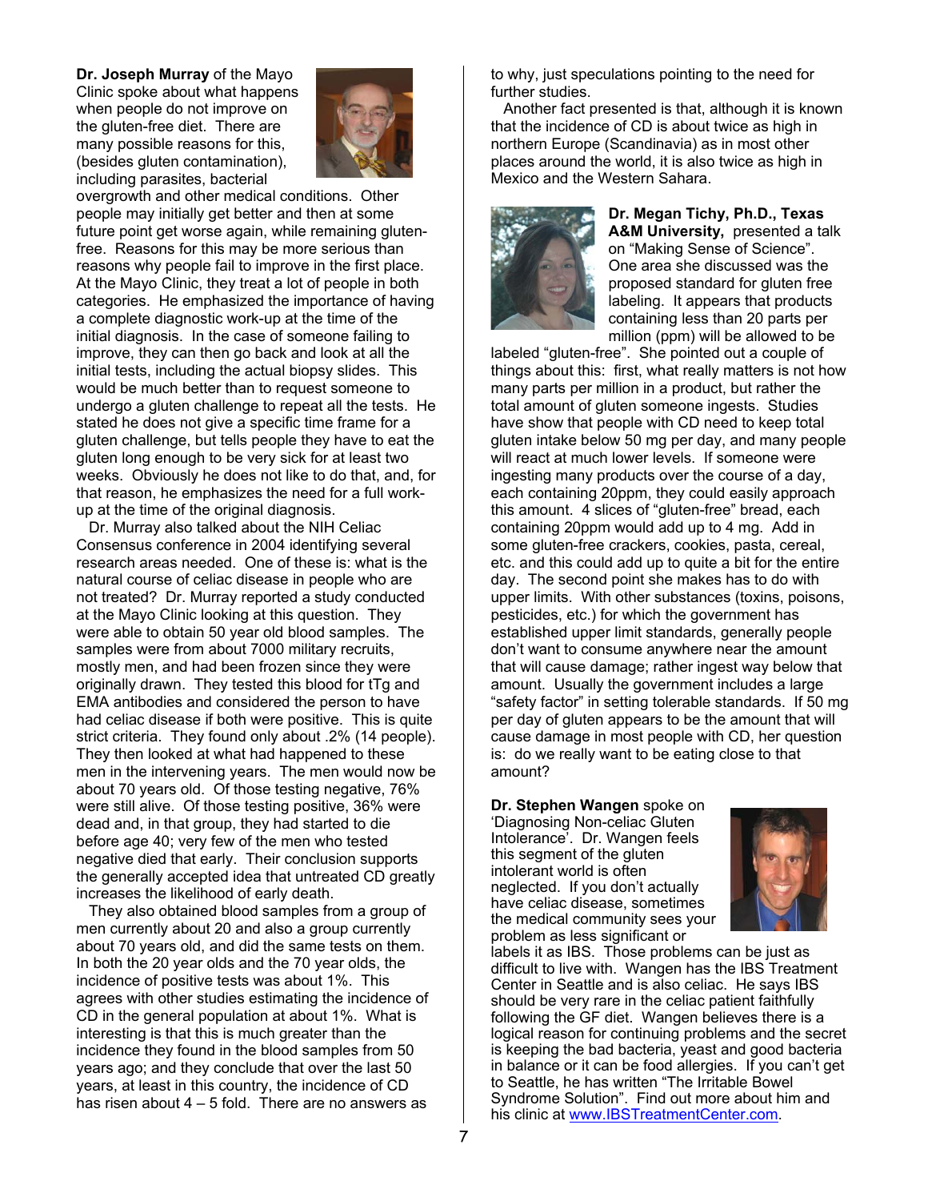**Dr. Joseph Murray** of the Mayo Clinic spoke about what happens when people do not improve on the gluten-free diet. There are many possible reasons for this, (besides gluten contamination), including parasites, bacterial overgrowth and other medical conditions. Other people may initially get better and then at some future point get worse again, while remaining gluten-free. Reasons for this may be more serious than reasons why people fail to improve in the first place. At the Mayo Clinic, they treat a lot of people in both categories. He emphasized the importance of having a complete diagnostic work-up at the time of the initial diagnosis. In the case of someone failing to improve, they can then go back and look at all the initial tests, including the actual biopsy slides. This would be much better than to request someone to undergo a gluten challenge to repeat all the tests. He stated he does not give a specific time frame for a gluten challenge, but tells people they have to eat the gluten long enough to be very sick for at least two weeks. Obviously he does not like to do that, and, for that reason, he emphasizes the need for a full work-up at the time of the original diagnosis.

Dr. Murray also talked about the NIH Celiac Consensus conference in 2004 identifying several research areas needed. One of these is: what is the natural course of celiac disease in people who are not treated? Dr. Murray reported a study conducted at the Mayo Clinic looking at this question. They were able to obtain 50 year old blood samples. The samples were from about 7000 military recruits, mostly men, and had been frozen since they were originally drawn. They tested this blood for tTg and EMA antibodies and considered the person to have had celiac disease if both were positive. This is quite strict criteria. They found only about .2% (14 people). They then looked at what had happened to these men in the intervening years. The men would now be about 70 years old. Of those testing negative, 76% were still alive. Of those testing positive, 36% were dead and, in that group, they had started to die before age 40; very few of the men who tested negative died that early. Their conclusion supports the generally accepted idea that untreated CD greatly increases the likelihood of early death.

They also obtained blood samples from a group of men currently about 20 and also a group currently about 70 years old, and did the same tests on them. In both the 20 year olds and the 70 year olds, the incidence of positive tests was about 1%. This agrees with other studies estimating the incidence of CD in the general population at about 1%. What is interesting is that this is much greater than the incidence they found in the blood samples from 50 years ago; and they conclude that over the last 50 years, at least in this country, the incidence of CD has risen about 4 – 5 fold. There are no answers as to why, just speculations pointing to the need for further studies.

Another fact presented is that, although it is known that the incidence of CD is about twice as high in northern Europe (Scandinavia) as in most other places around the world, it is also twice as high in Mexico and the Western Sahara.

**Dr. Megan Tichy, Ph.D., Texas A&M University,** presented a talk on "Making Sense of Science". One area she discussed was the proposed standard for gluten free labeling. It appears that products containing less than 20 parts per million (ppm) will be allowed to be labeled "gluten-free". She pointed out a couple of things about this: first, what really matters is not how many parts per million in a product, but rather the total amount of gluten someone ingests. Studies have show that people with CD need to keep total gluten intake below 50 mg per day, and many people will react at much lower levels. If someone were ingesting many products over the course of a day, each containing 20ppm, they could easily approach this amount. 4 slices of "gluten-free" bread, each containing 20ppm would add up to 4 mg. Add in some gluten-free crackers, cookies, pasta, cereal, etc. and this could add up to quite a bit for the entire day. The second point she makes has to do with upper limits. With other substances (toxins, poisons, pesticides, etc.) for which the government has established upper limit standards, generally people don't want to consume anywhere near the amount that will cause damage; rather ingest way below that amount. Usually the government includes a large "safety factor" in setting tolerable standards. If 50 mg per day of gluten appears to be the amount that will cause damage in most people with CD, her question is: do we really want to be eating close to that amount?

**Dr. Stephen Wangen** spoke on 'Diagnosing Non-celiac Gluten Intolerance'. Dr. Wangen feels this segment of the gluten intolerant world is often neglected. If you don't actually have celiac disease, sometimes the medical community sees your problem as less significant or labels it as IBS. Those problems can be just as difficult to live with. Wangen has the IBS Treatment Center in Seattle and is also celiac. He says IBS should be very rare in the celiac patient faithfully following the GF diet. Wangen believes there is a logical reason for continuing problems and the secret is keeping the bad bacteria, yeast and good bacteria in balance or it can be food allergies. If you can't get to Seattle, he has written "The Irritable Bowel Syndrome Solution". Find out more about him and his clinic at [www.IBSTreatmentCenter.com](http://www.IBSTreatmentCenter.com).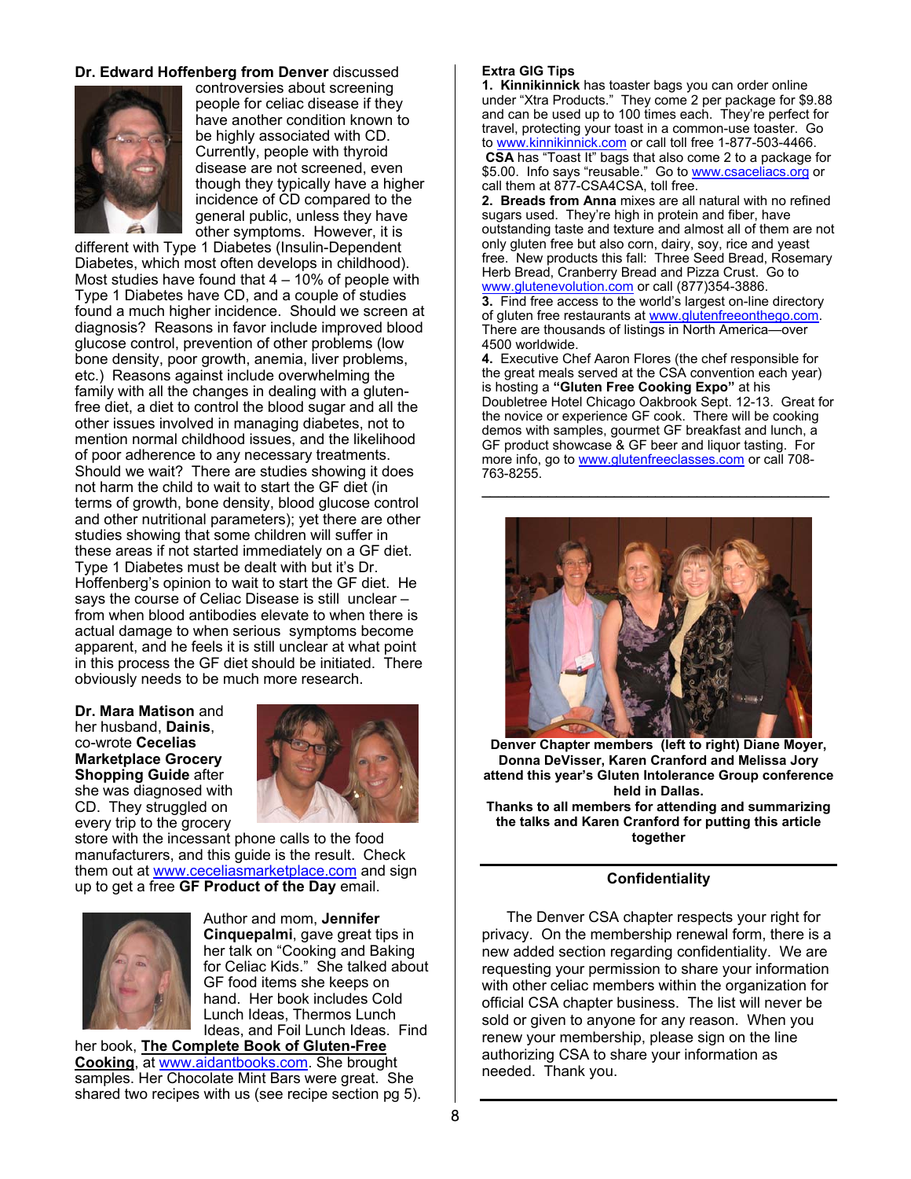**Dr. Edward Hoffenberg from Denver** discussed controversies about screening people for celiac disease if they have another condition known to be highly associated with CD. Currently, people with thyroid disease are not screened, even though they typically have a higher incidence of CD compared to the general public, unless they have other symptoms. However, it is different with Type 1 Diabetes (Insulin-Dependent Diabetes, which most often develops in childhood). Most studies have found that 4 – 10% of people with Type 1 Diabetes have CD, and a couple of studies found a much higher incidence. Should we screen at diagnosis? Reasons in favor include improved blood glucose control, prevention of other problems (low bone density, poor growth, anemia, liver problems, etc.) Reasons against include overwhelming the family with all the changes in dealing with a gluten-free diet, a diet to control the blood sugar and all the other issues involved in managing diabetes, not to mention normal childhood issues, and the likelihood of poor adherence to any necessary treatments. Should we wait? There are studies showing it does not harm the child to wait to start the GF diet (in terms of growth, bone density, blood glucose control and other nutritional parameters); yet there are other studies showing that some children will suffer in these areas if not started immediately on a GF diet. Type 1 Diabetes must be dealt with but it's Dr. Hoffenberg's opinion to wait to start the GF diet. He says the course of Celiac Disease is still unclear – from when blood antibodies elevate to when there is actual damage to when serious symptoms become apparent, and he feels it is still unclear at what point in this process the GF diet should be initiated. There obviously needs to be much more research.

**Dr. Mara Matison** and her husband, **Dainis**, co-wrote **Cecelias Marketplace Grocery Shopping Guide** after she was diagnosed with CD. They struggled on every trip to the grocery store with the incessant phone calls to the food manufacturers, and this guide is the result. Check them out at www.ceceliasmarketplace.com and sign up to get a free **GF Product of the Day** email.

Author and mom, **Jennifer Cinquepalmi**, gave great tips in her talk on "Cooking and Baking for Celiac Kids." She talked about GF food items she keeps on hand. Her book includes Cold Lunch Ideas, Thermos Lunch Ideas, and Foil Lunch Ideas. Find her book, **The Complete Book of Gluten-Free Cooking**, at www.aidantbooks.com. She brought samples. Her Chocolate Mint Bars were great. She shared two recipes with us (see recipe section pg 5).

**Extra GIG Tips**

**1. Kinnikinnick** has toaster bags you can order online under "Xtra Products." They come 2 per package for $9.88 and can be used up to 100 times each. They're perfect for travel, protecting your toast in a common-use toaster. Go to www.kinnikinnick.com or call toll free 1-877-503-4466. **CSA** has "Toast It" bags that also come 2 to a package for $5.00. Info says "reusable." Go to www.csaceliacs.org or call them at 877-CSA4CSA, toll free.

**2. Breads from Anna** mixes are all natural with no refined sugars used. They're high in protein and fiber, have outstanding taste and texture and almost all of them are not only gluten free but also corn, dairy, soy, rice and yeast free. New products this fall: Three Seed Bread, Rosemary Herb Bread, Cranberry Bread and Pizza Crust. Go to www.glutenevolution.com or call (877)354-3886.

**3.** Find free access to the world's largest on-line directory of gluten free restaurants at www.glutenfreeonthego.com. There are thousands of listings in North America—over 4500 worldwide.

**4.** Executive Chef Aaron Flores (the chef responsible for the great meals served at the CSA convention each year) is hosting a **"Gluten Free Cooking Expo"** at his Doubletree Hotel Chicago Oakbrook Sept. 12-13. Great for the novice or experience GF cook. There will be cooking demos with samples, gourmet GF breakfast and lunch, a GF product showcase & GF beer and liquor tasting. For more info, go to www.glutenfreeclasses.com or call 708-763-8255.

---

**Denver Chapter members (left to right) Diane Moyer, Donna DeVisser, Karen Cranford and Melissa Jory attend this year's Gluten Intolerance Group conference held in Dallas.**

**Thanks to all members for attending and summarizing the talks and Karen Cranford for putting this article together**

---

## Confidentiality

The Denver CSA chapter respects your right for privacy. On the membership renewal form, there is a new added section regarding confidentiality. We are requesting your permission to share your information with other celiac members within the organization for official CSA chapter business. The list will never be sold or given to anyone for any reason. When you renew your membership, please sign on the line authorizing CSA to share your information as needed. Thank you.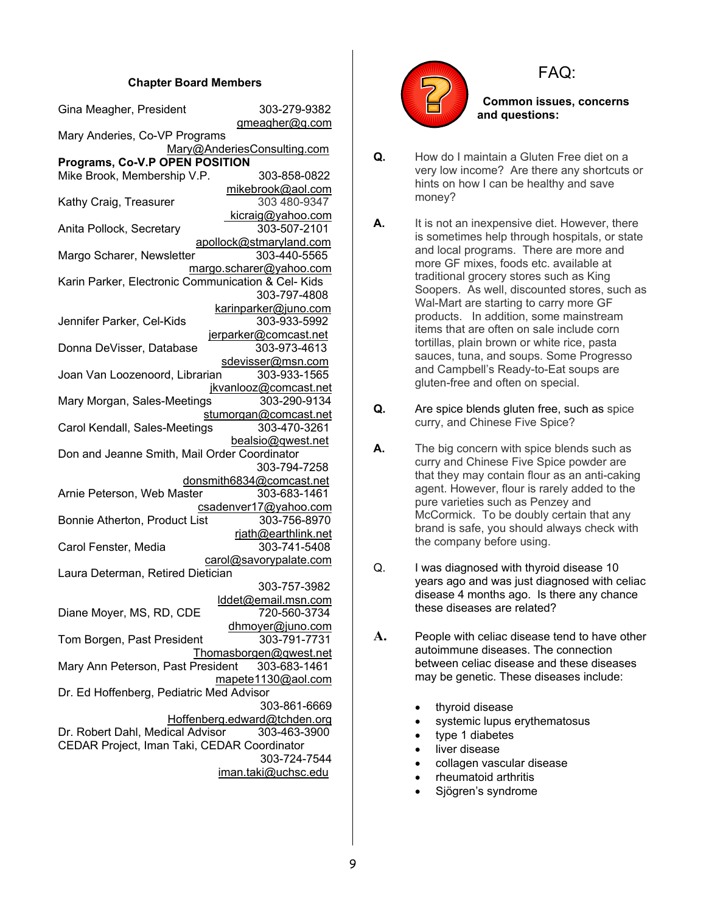### Chapter Board Members

Gina Meagher, President 303-279-9382 gmeagher@q.com

Mary Anderies, Co-VP Programs Mary@AnderiesConsulting.com

**Programs, Co-V.P OPEN POSITION**

Mike Brook, Membership V.P. 303-858-0822 mikebrook@aol.com

Kathy Craig, Treasurer 303 480-9347 kicraig@yahoo.com

Anita Pollock, Secretary 303-507-2101 apollock@stmaryland.com

Margo Scharer, Newsletter 303-440-5565 margo.scharer@yahoo.com

Karin Parker, Electronic Communication & Cel- Kids 303-797-4808 karinparker@juno.com

Jennifer Parker, Cel-Kids 303-933-5992 jerparker@comcast.net

Donna DeVisser, Database 303-973-4613 sdevisser@msn.com

Joan Van Loozenoord, Librarian 303-933-1565 jkvanlooz@comcast.net

Mary Morgan, Sales-Meetings 303-290-9134 stumorgan@comcast.net

Carol Kendall, Sales-Meetings 303-470-3261 bealsio@qwest.net

Don and Jeanne Smith, Mail Order Coordinator 303-794-7258 donsmith6834@comcast.net

Arnie Peterson, Web Master 303-683-1461 csadenver17@yahoo.com

Bonnie Atherton, Product List 303-756-8970 rjath@earthlink.net

Carol Fenster, Media 303-741-5408 carol@savorypalate.com

Laura Determan, Retired Dietician 303-757-3982 lddet@email.msn.com

Diane Moyer, MS, RD, CDE 720-560-3734 dhmoyer@juno.com

Tom Borgen, Past President 303-791-7731 Thomasborgen@qwest.net

Mary Ann Peterson, Past President 303-683-1461 mapete1130@aol.com

Dr. Ed Hoffenberg, Pediatric Med Advisor 303-861-6669 Hoffenberg.edward@tchden.org

Dr. Robert Dahl, Medical Advisor 303-463-3900

CEDAR Project, Iman Taki, CEDAR Coordinator 303-724-7544 iman.taki@uchsc.edu

## FAQ:

**Common issues, concerns and questions:**

**Q.** How do I maintain a Gluten Free diet on a very low income? Are there any shortcuts or hints on how I can be healthy and save money?

**A.** It is not an inexpensive diet. However, there is sometimes help through hospitals, or state and local programs. There are more and more GF mixes, foods etc. available at traditional grocery stores such as King Soopers. As well, discounted stores, such as Wal-Mart are starting to carry more GF products. In addition, some mainstream items that are often on sale include corn tortillas, plain brown or white rice, pasta sauces, tuna, and soups. Some Progresso and Campbell's Ready-to-Eat soups are gluten-free and often on special.

**Q.** Are spice blends gluten free, such as spice curry, and Chinese Five Spice?

**A.** The big concern with spice blends such as curry and Chinese Five Spice powder are that they may contain flour as an anti-caking agent. However, flour is rarely added to the pure varieties such as Penzey and McCormick. To be doubly certain that any brand is safe, you should always check with the company before using.

Q. I was diagnosed with thyroid disease 10 years ago and was just diagnosed with celiac disease 4 months ago. Is there any chance these diseases are related?

**A.** People with celiac disease tend to have other autoimmune diseases. The connection between celiac disease and these diseases may be genetic. These diseases include:

- thyroid disease
- systemic lupus erythematosus
- type 1 diabetes
- liver disease
- collagen vascular disease
- rheumatoid arthritis
- Sjögren's syndrome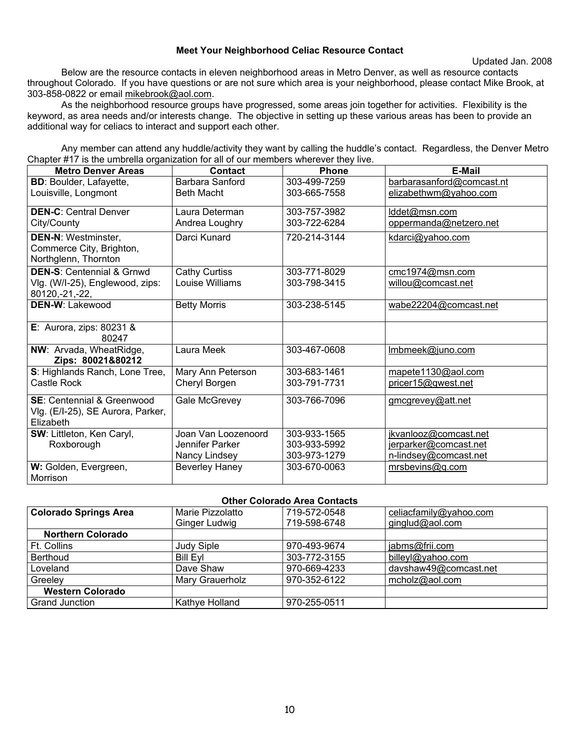**Meet Your Neighborhood Celiac Resource Contact**

Updated Jan. 2008

Below are the resource contacts in eleven neighborhood areas in Metro Denver, as well as resource contacts throughout Colorado. If you have questions or are not sure which area is your neighborhood, please contact Mike Brook, at 303-858-0822 or email mikebrook@aol.com.

As the neighborhood resource groups have progressed, some areas join together for activities. Flexibility is the keyword, as area needs and/or interests change. The objective in setting up these various areas has been to provide an additional way for celiacs to interact and support each other.

Any member can attend any huddle/activity they want by calling the huddle's contact. Regardless, the Denver Metro Chapter #17 is the umbrella organization for all of our members wherever they live.

| Metro Denver Areas | Contact | Phone | E-Mail |
|---|---|---|---|
| **BD**: Boulder, Lafayette, Louisville, Longmont | Barbara Sanford<br>Beth Macht | 303-499-7259<br>303-665-7558 | barbarasanford@comcast.nt<br>elizabethwm@yahoo.com |
| **DEN-C**: Central Denver City/County | Laura Determan<br>Andrea Loughry | 303-757-3982<br>303-722-6284 | lddet@msn.com<br>oppermanda@netzero.net |
| **DEN-N**: Westminster, Commerce City, Brighton, Northglenn, Thornton | Darci Kunard | 720-214-3144 | kdarci@yahoo.com |
| **DEN-S**: Centennial & Grnwd Vlg. (W/I-25), Englewood, zips: 80120,-21,-22, | Cathy Curtiss<br>Louise Williams | 303-771-8029<br>303-798-3415 | cmc1974@msn.com<br>willou@comcast.net |
| **DEN-W**: Lakewood | Betty Morris | 303-238-5145 | wabe22204@comcast.net |
| **E**: Aurora, zips: 80231 & 80247 | | | |
| **NW**: Arvada, WheatRidge, **Zips: 80021&80212** | Laura Meek | 303-467-0608 | lmbmeek@juno.com |
| **S**: Highlands Ranch, Lone Tree, Castle Rock | Mary Ann Peterson<br>Cheryl Borgen | 303-683-1461<br>303-791-7731 | mapete1130@aol.com<br>pricer15@qwest.net |
| **SE**: Centennial & Greenwood Vlg. (E/I-25), SE Aurora, Parker, Elizabeth | Gale McGrevey | 303-766-7096 | gmcgrevey@att.net |
| **SW**: Littleton, Ken Caryl, Roxborough | Joan Van Loozenoord<br>Jennifer Parker<br>Nancy Lindsey | 303-933-1565<br>303-933-5992<br>303-973-1279 | jkvanlooz@comcast.net<br>jerparker@comcast.net<br>n-lindsey@comcast.net |
| **W:** Golden, Evergreen, Morrison | Beverley Haney | 303-670-0063 | mrsbevins@q.com |

**Other Colorado Area Contacts**

| | | | |
|---|---|---|---|
| **Colorado Springs Area** | Marie Pizzolatto<br>Ginger Ludwig | 719-572-0548<br>719-598-6748 | celiacfamily@yahoo.com<br>ginglud@aol.com |
| **Northern Colorado** | | | |
| Ft. Collins | Judy Siple | 970-493-9674 | jabms@frii.com |
| Berthoud | Bill Eyl | 303-772-3155 | billeyl@yahoo.com |
| Loveland | Dave Shaw | 970-669-4233 | davshaw49@comcast.net |
| Greeley | Mary Grauerholz | 970-352-6122 | mcholz@aol.com |
| **Western Colorado** | | | |
| Grand Junction | Kathye Holland | 970-255-0511 | |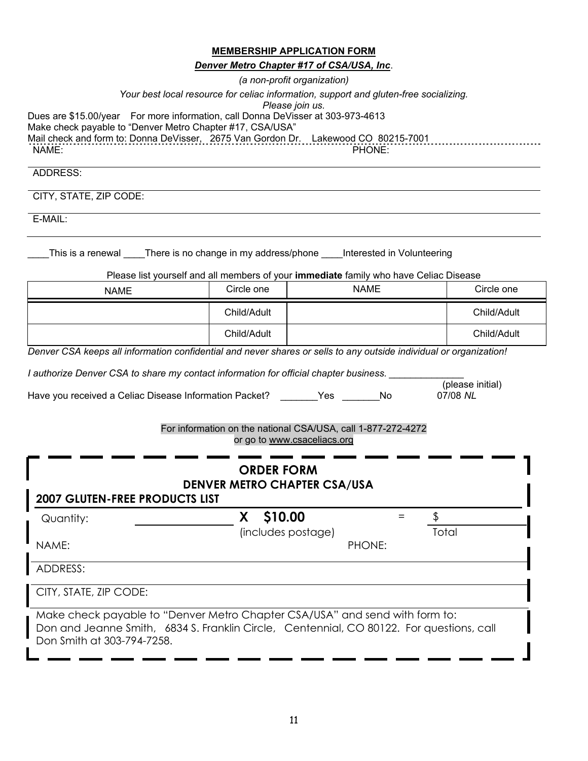**MEMBERSHIP APPLICATION FORM**

***Denver Metro Chapter #17 of CSA/USA, Inc*.**

*(a non-profit organization)*

*Your best local resource for celiac information, support and gluten-free socializing.*
*Please join us.*

Dues are $15.00/year For more information, call Donna DeVisser at 303-973-4613
Make check payable to "Denver Metro Chapter #17, CSA/USA"
Mail check and form to: Donna DeVisser, 2675 Van Gordon Dr. Lakewood CO 80215-7001

NAME: PHONE:

ADDRESS:

CITY, STATE, ZIP CODE:

E-MAIL:

____This is a renewal ____There is no change in my address/phone ____Interested in Volunteering

Please list yourself and all members of your **immediate** family who have Celiac Disease

| NAME | Circle one | NAME | Circle one |
|---|---|---|---|
| | Child/Adult | | Child/Adult |
| | Child/Adult | | Child/Adult |

*Denver CSA keeps all information confidential and never shares or sells to any outside individual or organization!*

*I authorize Denver CSA to share my contact information for official chapter business.* ______________ (please initial)

Have you received a Celiac Disease Information Packet? _______Yes _______No

07/08 *NL*

For information on the national CSA/USA, call 1-877-272-4272
or go to www.csaceliacs.org

**ORDER FORM**
**DENVER METRO CHAPTER CSA/USA**

**2007 GLUTEN-FREE PRODUCTS LIST**

Quantity: ______________ **X $10.00** (includes postage) = $______ Total

NAME: PHONE:

ADDRESS:

CITY, STATE, ZIP CODE:

Make check payable to "Denver Metro Chapter CSA/USA" and send with form to:
Don and Jeanne Smith, 6834 S. Franklin Circle, Centennial, CO 80122. For questions, call Don Smith at 303-794-7258.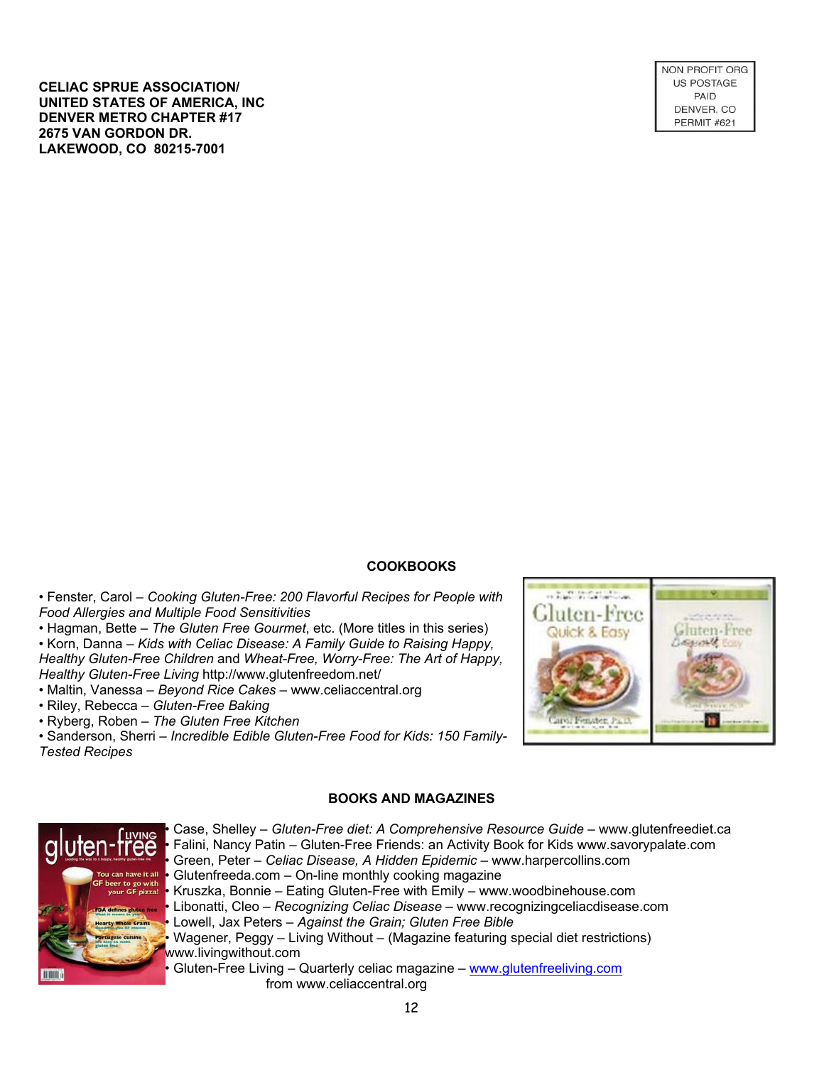**CELIAC SPRUE ASSOCIATION/**
**UNITED STATES OF AMERICA, INC**
**DENVER METRO CHAPTER #17**
**2675 VAN GORDON DR.**
**LAKEWOOD, CO 80215-7001**

NON PROFIT ORG
US POSTAGE
PAID
DENVER, CO
PERMIT #621

## COOKBOOKS

- Fenster, Carol – *Cooking Gluten-Free: 200 Flavorful Recipes for People with Food Allergies and Multiple Food Sensitivities*
- Hagman, Bette – *The Gluten Free Gourmet*, etc. (More titles in this series)
- Korn, Danna – *Kids with Celiac Disease: A Family Guide to Raising Happy, Healthy Gluten-Free Children* and *Wheat-Free, Worry-Free: The Art of Happy, Healthy Gluten-Free Living* http://www.glutenfreedom.net/
- Maltin, Vanessa – *Beyond Rice Cakes* – www.celiaccentral.org
- Riley, Rebecca – *Gluten-Free Baking*
- Ryberg, Roben – *The Gluten Free Kitchen*
- Sanderson, Sherri – *Incredible Edible Gluten-Free Food for Kids: 150 Family-Tested Recipes*

## BOOKS AND MAGAZINES

- Case, Shelley – *Gluten-Free diet: A Comprehensive Resource Guide* – www.glutenfreediet.ca
- Falini, Nancy Patin – Gluten-Free Friends: an Activity Book for Kids www.savorypalate.com
- Green, Peter – *Celiac Disease, A Hidden Epidemic* – www.harpercollins.com
- Glutenfreeda.com – On-line monthly cooking magazine
- Kruszka, Bonnie – Eating Gluten-Free with Emily – www.woodbinehouse.com
- Libonatti, Cleo – *Recognizing Celiac Disease* – www.recognizingceliacdisease.com
- Lowell, Jax Peters – *Against the Grain; Gluten Free Bible*
- Wagener, Peggy – Living Without – (Magazine featuring special diet restrictions) www.livingwithout.com
- Gluten-Free Living – Quarterly celiac magazine – www.glutenfreeliving.com from www.celiaccentral.org